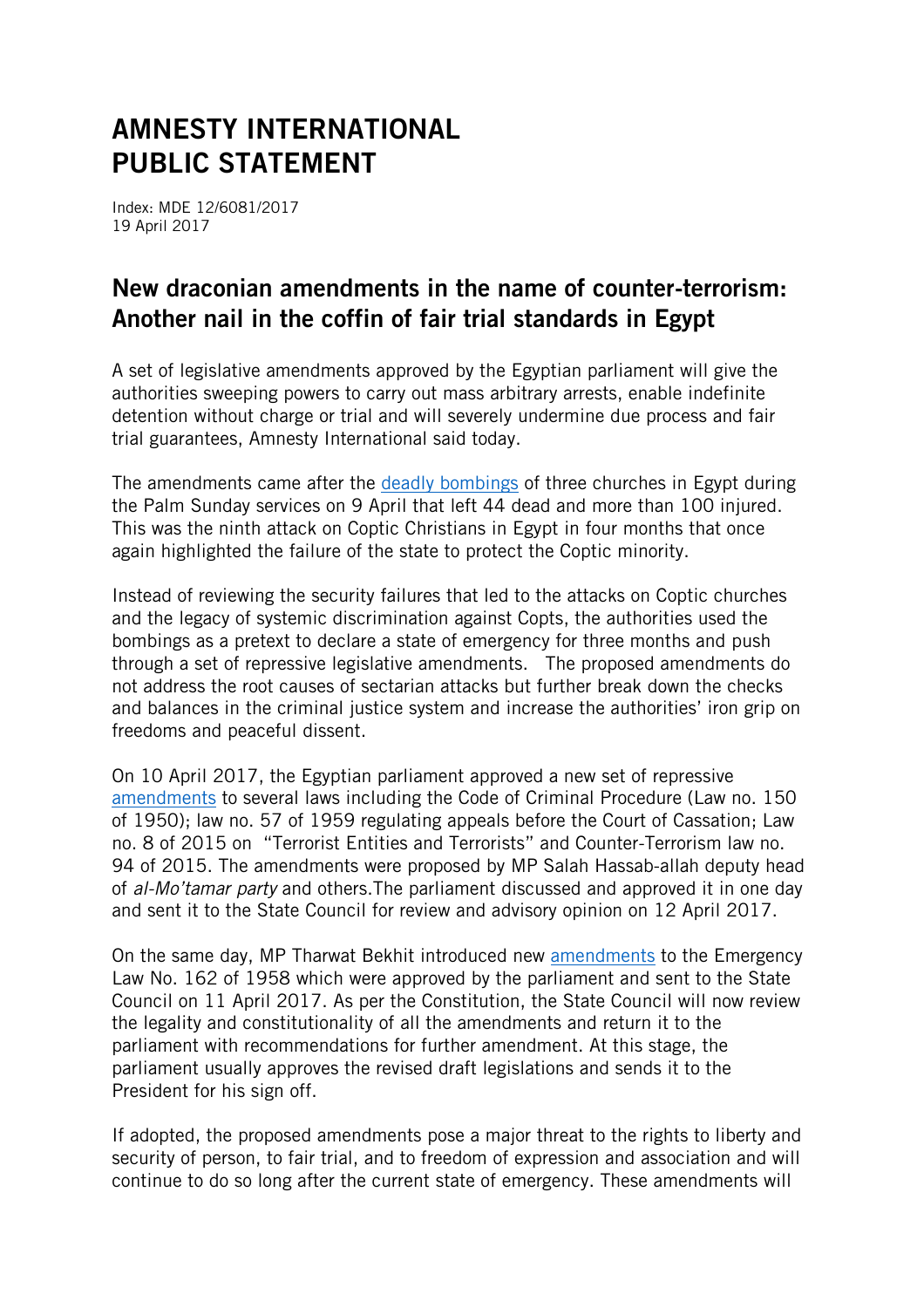# AMNESTY INTERNATIONAL PUBLIC STATEMENT

Index: MDE 12/6081/2017
19 April 2017

## New draconian amendments in the name of counter-terrorism: Another nail in the coffin of fair trial standards in Egypt

A set of legislative amendments approved by the Egyptian parliament will give the authorities sweeping powers to carry out mass arbitrary arrests, enable indefinite detention without charge or trial and will severely undermine due process and fair trial guarantees, Amnesty International said today.

The amendments came after the deadly bombings of three churches in Egypt during the Palm Sunday services on 9 April that left 44 dead and more than 100 injured. This was the ninth attack on Coptic Christians in Egypt in four months that once again highlighted the failure of the state to protect the Coptic minority.

Instead of reviewing the security failures that led to the attacks on Coptic churches and the legacy of systemic discrimination against Copts, the authorities used the bombings as a pretext to declare a state of emergency for three months and push through a set of repressive legislative amendments. The proposed amendments do not address the root causes of sectarian attacks but further break down the checks and balances in the criminal justice system and increase the authorities' iron grip on freedoms and peaceful dissent.

On 10 April 2017, the Egyptian parliament approved a new set of repressive amendments to several laws including the Code of Criminal Procedure (Law no. 150 of 1950); law no. 57 of 1959 regulating appeals before the Court of Cassation; Law no. 8 of 2015 on "Terrorist Entities and Terrorists" and Counter-Terrorism law no. 94 of 2015. The amendments were proposed by MP Salah Hassab-allah deputy head of *al-Mo'tamar party* and others.The parliament discussed and approved it in one day and sent it to the State Council for review and advisory opinion on 12 April 2017.

On the same day, MP Tharwat Bekhit introduced new amendments to the Emergency Law No. 162 of 1958 which were approved by the parliament and sent to the State Council on 11 April 2017. As per the Constitution, the State Council will now review the legality and constitutionality of all the amendments and return it to the parliament with recommendations for further amendment. At this stage, the parliament usually approves the revised draft legislations and sends it to the President for his sign off.

If adopted, the proposed amendments pose a major threat to the rights to liberty and security of person, to fair trial, and to freedom of expression and association and will continue to do so long after the current state of emergency. These amendments will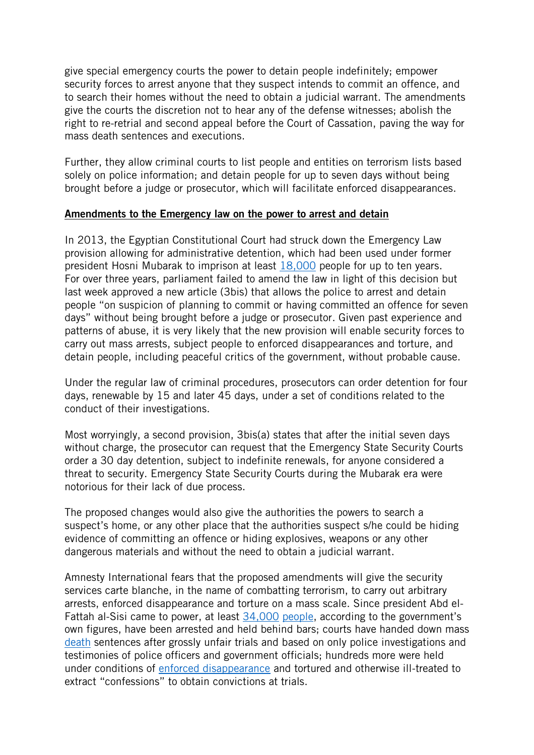give special emergency courts the power to detain people indefinitely; empower security forces to arrest anyone that they suspect intends to commit an offence, and to search their homes without the need to obtain a judicial warrant. The amendments give the courts the discretion not to hear any of the defense witnesses; abolish the right to re-retrial and second appeal before the Court of Cassation, paving the way for mass death sentences and executions.

Further, they allow criminal courts to list people and entities on terrorism lists based solely on police information; and detain people for up to seven days without being brought before a judge or prosecutor, which will facilitate enforced disappearances.

## Amendments to the Emergency law on the power to arrest and detain

In 2013, the Egyptian Constitutional Court had struck down the Emergency Law provision allowing for administrative detention, which had been used under former president Hosni Mubarak to imprison at least 18,000 people for up to ten years. For over three years, parliament failed to amend the law in light of this decision but last week approved a new article (3bis) that allows the police to arrest and detain people "on suspicion of planning to commit or having committed an offence for seven days" without being brought before a judge or prosecutor. Given past experience and patterns of abuse, it is very likely that the new provision will enable security forces to carry out mass arrests, subject people to enforced disappearances and torture, and detain people, including peaceful critics of the government, without probable cause.

Under the regular law of criminal procedures, prosecutors can order detention for four days, renewable by 15 and later 45 days, under a set of conditions related to the conduct of their investigations.

Most worryingly, a second provision, 3bis(a) states that after the initial seven days without charge, the prosecutor can request that the Emergency State Security Courts order a 30 day detention, subject to indefinite renewals, for anyone considered a threat to security. Emergency State Security Courts during the Mubarak era were notorious for their lack of due process.

The proposed changes would also give the authorities the powers to search a suspect's home, or any other place that the authorities suspect s/he could be hiding evidence of committing an offence or hiding explosives, weapons or any other dangerous materials and without the need to obtain a judicial warrant.

Amnesty International fears that the proposed amendments will give the security services carte blanche, in the name of combatting terrorism, to carry out arbitrary arrests, enforced disappearance and torture on a mass scale. Since president Abd el-Fattah al-Sisi came to power, at least 34,000 people, according to the government's own figures, have been arrested and held behind bars; courts have handed down mass death sentences after grossly unfair trials and based on only police investigations and testimonies of police officers and government officials; hundreds more were held under conditions of enforced disappearance and tortured and otherwise ill-treated to extract "confessions" to obtain convictions at trials.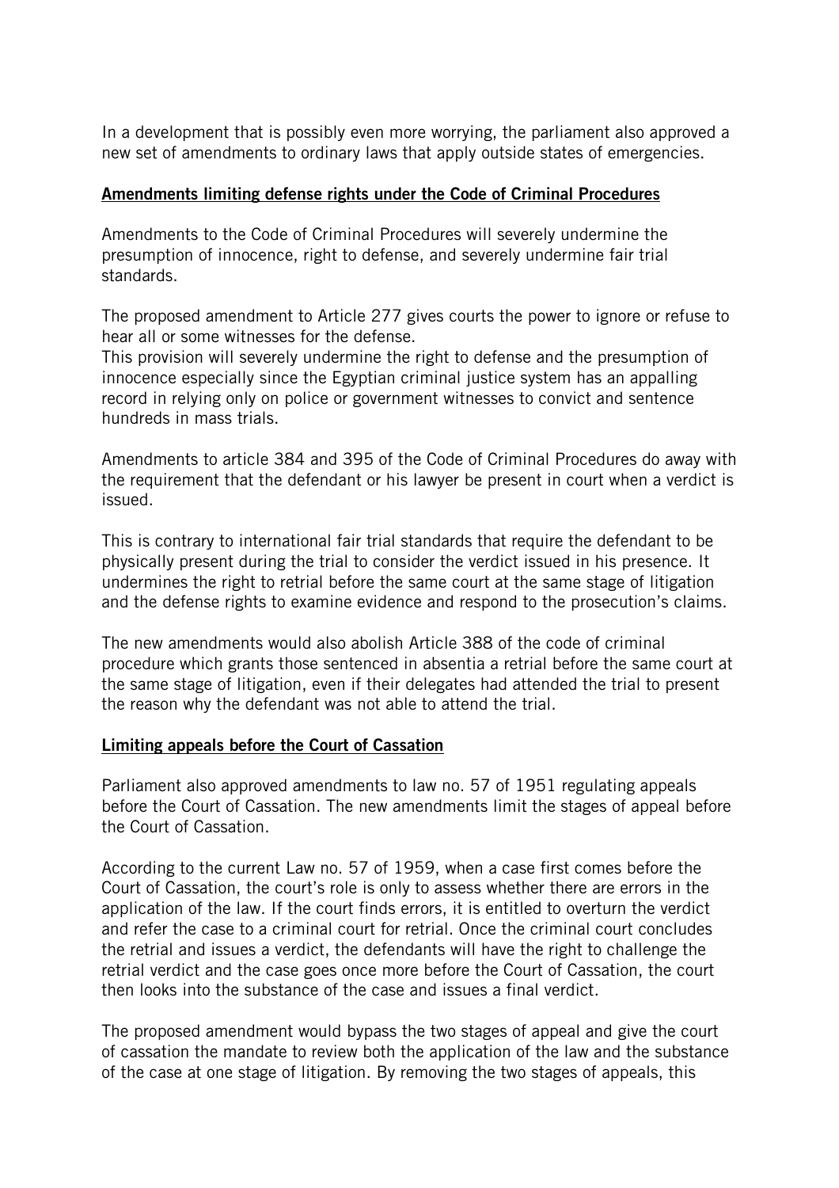In a development that is possibly even more worrying, the parliament also approved a new set of amendments to ordinary laws that apply outside states of emergencies.

**Amendments limiting defense rights under the Code of Criminal Procedures**

Amendments to the Code of Criminal Procedures will severely undermine the presumption of innocence, right to defense, and severely undermine fair trial standards.

The proposed amendment to Article 277 gives courts the power to ignore or refuse to hear all or some witnesses for the defense.
This provision will severely undermine the right to defense and the presumption of innocence especially since the Egyptian criminal justice system has an appalling record in relying only on police or government witnesses to convict and sentence hundreds in mass trials.

Amendments to article 384 and 395 of the Code of Criminal Procedures do away with the requirement that the defendant or his lawyer be present in court when a verdict is issued.

This is contrary to international fair trial standards that require the defendant to be physically present during the trial to consider the verdict issued in his presence. It undermines the right to retrial before the same court at the same stage of litigation and the defense rights to examine evidence and respond to the prosecution's claims.

The new amendments would also abolish Article 388 of the code of criminal procedure which grants those sentenced in absentia a retrial before the same court at the same stage of litigation, even if their delegates had attended the trial to present the reason why the defendant was not able to attend the trial.

**Limiting appeals before the Court of Cassation**

Parliament also approved amendments to law no. 57 of 1951 regulating appeals before the Court of Cassation. The new amendments limit the stages of appeal before the Court of Cassation.

According to the current Law no. 57 of 1959, when a case first comes before the Court of Cassation, the court's role is only to assess whether there are errors in the application of the law. If the court finds errors, it is entitled to overturn the verdict and refer the case to a criminal court for retrial. Once the criminal court concludes the retrial and issues a verdict, the defendants will have the right to challenge the retrial verdict and the case goes once more before the Court of Cassation, the court then looks into the substance of the case and issues a final verdict.

The proposed amendment would bypass the two stages of appeal and give the court of cassation the mandate to review both the application of the law and the substance of the case at one stage of litigation. By removing the two stages of appeals, this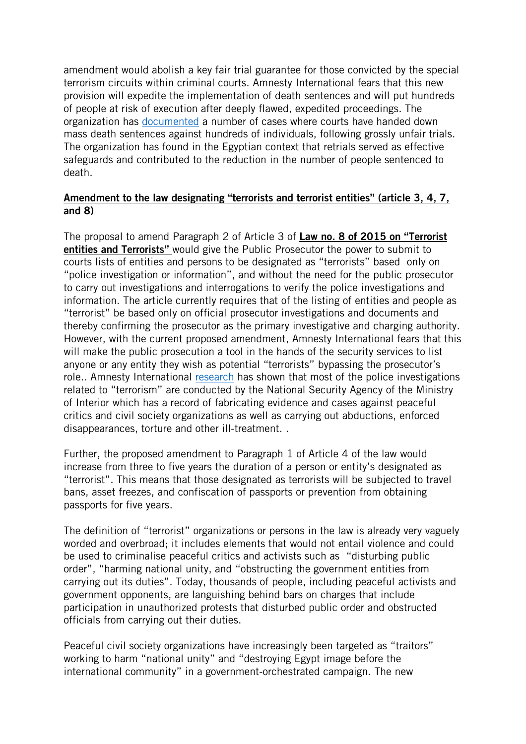amendment would abolish a key fair trial guarantee for those convicted by the special terrorism circuits within criminal courts. Amnesty International fears that this new provision will expedite the implementation of death sentences and will put hundreds of people at risk of execution after deeply flawed, expedited proceedings. The organization has documented a number of cases where courts have handed down mass death sentences against hundreds of individuals, following grossly unfair trials. The organization has found in the Egyptian context that retrials served as effective safeguards and contributed to the reduction in the number of people sentenced to death.

## Amendment to the law designating "terrorists and terrorist entities" (article 3, 4, 7, and 8)

The proposal to amend Paragraph 2 of Article 3 of **Law no. 8 of 2015 on "Terrorist entities and Terrorists"** would give the Public Prosecutor the power to submit to courts lists of entities and persons to be designated as "terrorists" based only on "police investigation or information", and without the need for the public prosecutor to carry out investigations and interrogations to verify the police investigations and information. The article currently requires that of the listing of entities and people as "terrorist" be based only on official prosecutor investigations and documents and thereby confirming the prosecutor as the primary investigative and charging authority. However, with the current proposed amendment, Amnesty International fears that this will make the public prosecution a tool in the hands of the security services to list anyone or any entity they wish as potential "terrorists" bypassing the prosecutor's role.. Amnesty International research has shown that most of the police investigations related to "terrorism" are conducted by the National Security Agency of the Ministry of Interior which has a record of fabricating evidence and cases against peaceful critics and civil society organizations as well as carrying out abductions, enforced disappearances, torture and other ill-treatment. .

Further, the proposed amendment to Paragraph 1 of Article 4 of the law would increase from three to five years the duration of a person or entity's designated as "terrorist". This means that those designated as terrorists will be subjected to travel bans, asset freezes, and confiscation of passports or prevention from obtaining passports for five years.

The definition of "terrorist" organizations or persons in the law is already very vaguely worded and overbroad; it includes elements that would not entail violence and could be used to criminalise peaceful critics and activists such as "disturbing public order", "harming national unity, and "obstructing the government entities from carrying out its duties". Today, thousands of people, including peaceful activists and government opponents, are languishing behind bars on charges that include participation in unauthorized protests that disturbed public order and obstructed officials from carrying out their duties.

Peaceful civil society organizations have increasingly been targeted as "traitors" working to harm "national unity" and "destroying Egypt image before the international community" in a government-orchestrated campaign. The new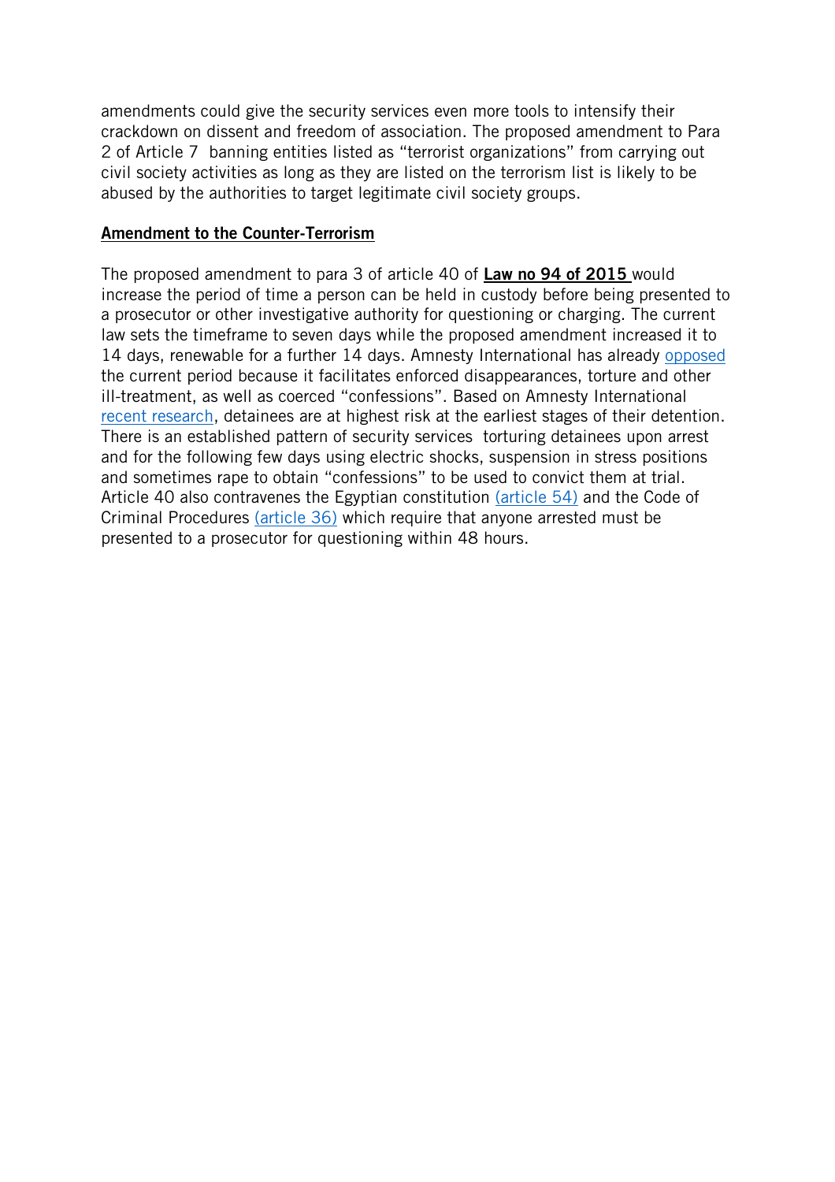amendments could give the security services even more tools to intensify their crackdown on dissent and freedom of association. The proposed amendment to Para 2 of Article 7 banning entities listed as "terrorist organizations" from carrying out civil society activities as long as they are listed on the terrorism list is likely to be abused by the authorities to target legitimate civil society groups.

## Amendment to the Counter-Terrorism

The proposed amendment to para 3 of article 40 of **Law no 94 of 2015** would increase the period of time a person can be held in custody before being presented to a prosecutor or other investigative authority for questioning or charging. The current law sets the timeframe to seven days while the proposed amendment increased it to 14 days, renewable for a further 14 days. Amnesty International has already opposed the current period because it facilitates enforced disappearances, torture and other ill-treatment, as well as coerced "confessions". Based on Amnesty International recent research, detainees are at highest risk at the earliest stages of their detention. There is an established pattern of security services torturing detainees upon arrest and for the following few days using electric shocks, suspension in stress positions and sometimes rape to obtain "confessions" to be used to convict them at trial. Article 40 also contravenes the Egyptian constitution (article 54) and the Code of Criminal Procedures (article 36) which require that anyone arrested must be presented to a prosecutor for questioning within 48 hours.